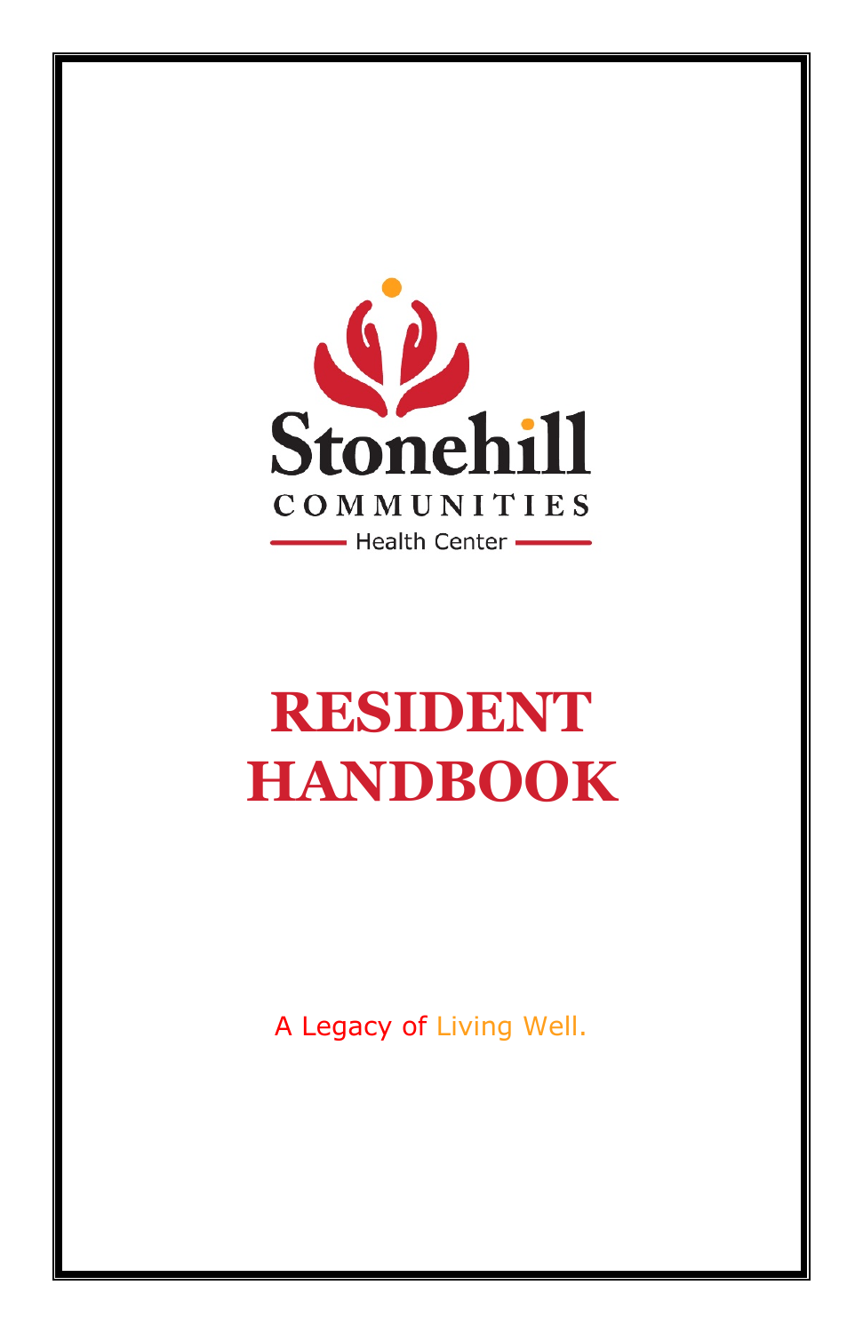Stonehill

COMMUNITIES

Health Center

# RESIDENT HANDBOOK

A Legacy of Living Well.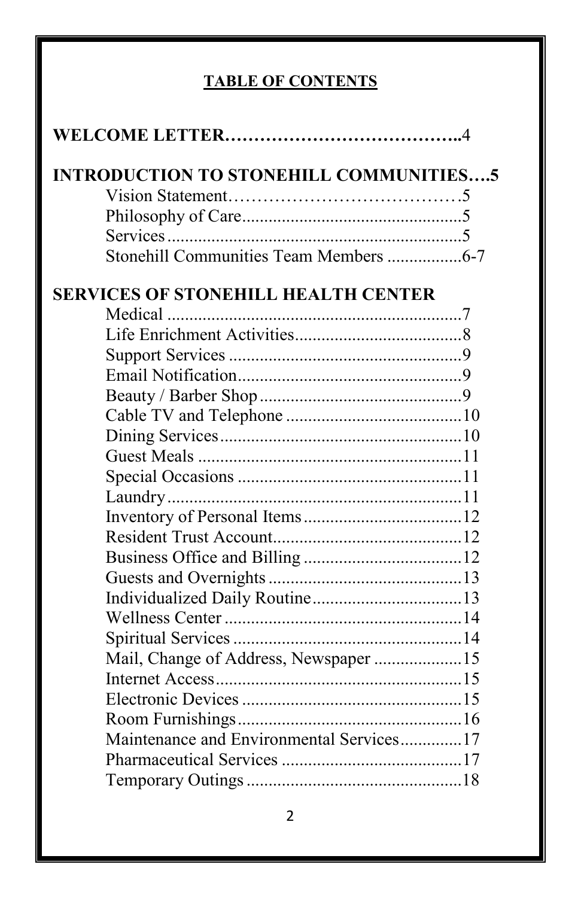## TABLE OF CONTENTS

**WELCOME LETTER………………………………..**4

**INTRODUCTION TO STONEHILL COMMUNITIES….5**

- Vision Statement…………………………………5
- Philosophy of Care...............................................5
- Services.................................................................5
- Stonehill Communities Team Members .................6-7

**SERVICES OF STONEHILL HEALTH CENTER**

- Medical ..................................................................7
- Life Enrichment Activities.....................................8
- Support Services ....................................................9
- Email Notification..................................................9
- Beauty / Barber Shop.............................................9
- Cable TV and Telephone .......................................10
- Dining Services......................................................10
- Guest Meals ...........................................................11
- Special Occasions ..................................................11
- Laundry..................................................................11
- Inventory of Personal Items...................................12
- Resident Trust Account..........................................12
- Business Office and Billing ...................................12
- Guests and Overnights ...........................................13
- Individualized Daily Routine.................................13
- Wellness Center .....................................................14
- Spiritual Services ...................................................14
- Mail, Change of Address, Newspaper ...................15
- Internet Access........................................................15
- Electronic Devices .................................................15
- Room Furnishings...................................................16
- Maintenance and Environmental Services.............17
- Pharmaceutical Services ........................................17
- Temporary Outings ................................................18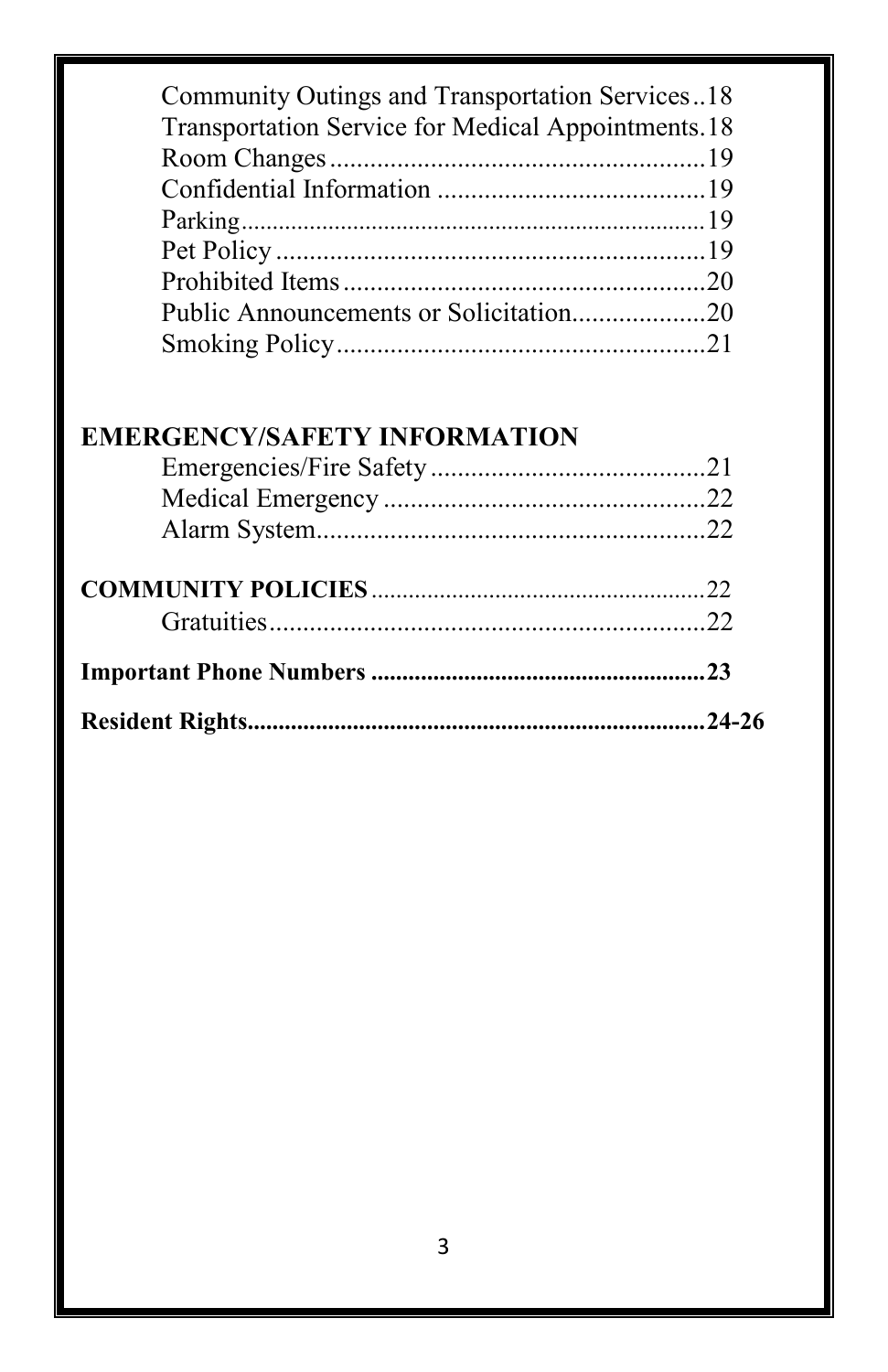Community Outings and Transportation Services..18
Transportation Service for Medical Appointments.18
Room Changes........................................................19
Confidential Information .......................................19
Parking.........................................................................19
Pet Policy ...............................................................19
Prohibited Items .....................................................20
Public Announcements or Solicitation...................20
Smoking Policy......................................................21

**EMERGENCY/SAFETY INFORMATION**

Emergencies/Fire Safety .........................................21
Medical Emergency ...............................................22
Alarm System.........................................................22

**COMMUNITY POLICIES** .....................................................22

Gratuities................................................................22

**Important Phone Numbers .....................................................23**

**Resident Rights.........................................................................24-26**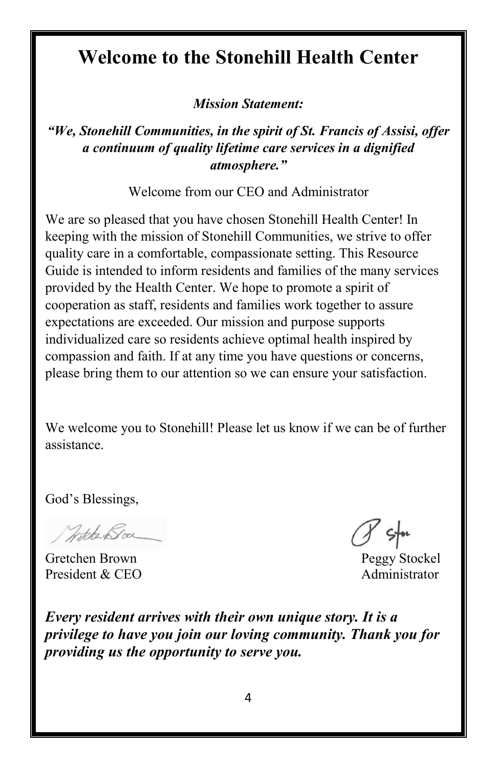# Welcome to the Stonehill Health Center

***Mission Statement:***

***"We, Stonehill Communities, in the spirit of St. Francis of Assisi, offer a continuum of quality lifetime care services in a dignified atmosphere."***

Welcome from our CEO and Administrator

We are so pleased that you have chosen Stonehill Health Center! In keeping with the mission of Stonehill Communities, we strive to offer quality care in a comfortable, compassionate setting. This Resource Guide is intended to inform residents and families of the many services provided by the Health Center. We hope to promote a spirit of cooperation as staff, residents and families work together to assure expectations are exceeded. Our mission and purpose supports individualized care so residents achieve optimal health inspired by compassion and faith. If at any time you have questions or concerns, please bring them to our attention so we can ensure your satisfaction.

We welcome you to Stonehill! Please let us know if we can be of further assistance.

God's Blessings,

Gretchen Brown
President & CEO

Peggy Stockel
Administrator

***Every resident arrives with their own unique story. It is a privilege to have you join our loving community. Thank you for providing us the opportunity to serve you.***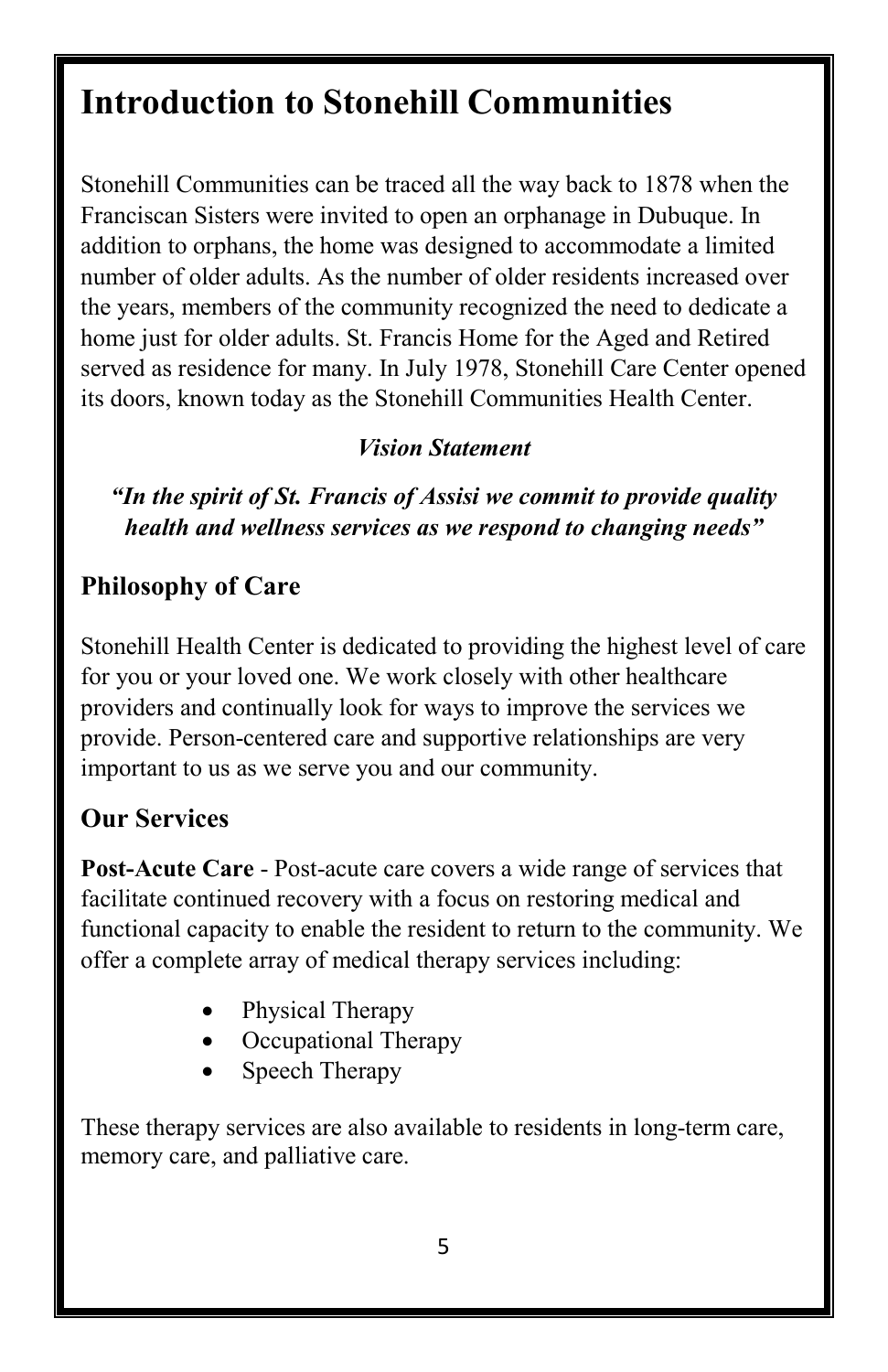# Introduction to Stonehill Communities

Stonehill Communities can be traced all the way back to 1878 when the Franciscan Sisters were invited to open an orphanage in Dubuque. In addition to orphans, the home was designed to accommodate a limited number of older adults. As the number of older residents increased over the years, members of the community recognized the need to dedicate a home just for older adults. St. Francis Home for the Aged and Retired served as residence for many. In July 1978, Stonehill Care Center opened its doors, known today as the Stonehill Communities Health Center.

***Vision Statement***

***"In the spirit of St. Francis of Assisi we commit to provide quality health and wellness services as we respond to changing needs"***

## Philosophy of Care

Stonehill Health Center is dedicated to providing the highest level of care for you or your loved one. We work closely with other healthcare providers and continually look for ways to improve the services we provide. Person-centered care and supportive relationships are very important to us as we serve you and our community.

## Our Services

**Post-Acute Care** - Post-acute care covers a wide range of services that facilitate continued recovery with a focus on restoring medical and functional capacity to enable the resident to return to the community. We offer a complete array of medical therapy services including:

- Physical Therapy
- Occupational Therapy
- Speech Therapy

These therapy services are also available to residents in long-term care, memory care, and palliative care.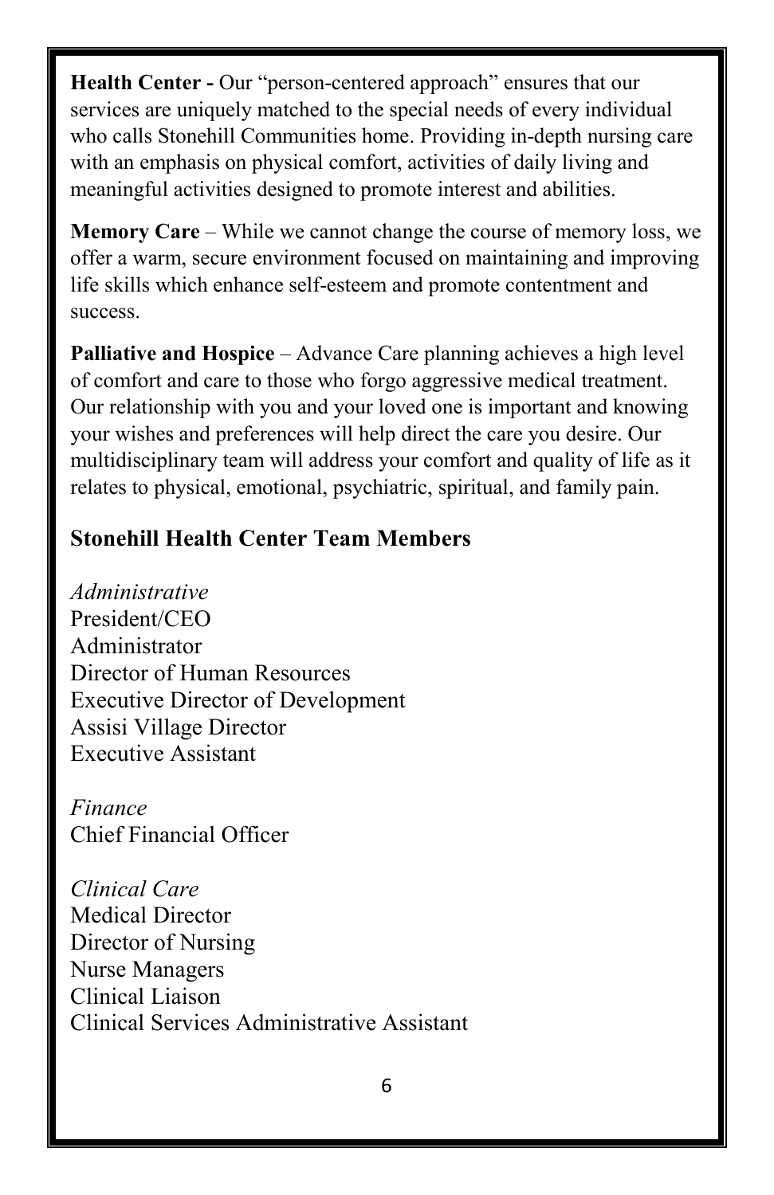**Health Center -** Our "person-centered approach" ensures that our services are uniquely matched to the special needs of every individual who calls Stonehill Communities home. Providing in-depth nursing care with an emphasis on physical comfort, activities of daily living and meaningful activities designed to promote interest and abilities.

**Memory Care** – While we cannot change the course of memory loss, we offer a warm, secure environment focused on maintaining and improving life skills which enhance self-esteem and promote contentment and success.

**Palliative and Hospice** – Advance Care planning achieves a high level of comfort and care to those who forgo aggressive medical treatment. Our relationship with you and your loved one is important and knowing your wishes and preferences will help direct the care you desire. Our multidisciplinary team will address your comfort and quality of life as it relates to physical, emotional, psychiatric, spiritual, and family pain.

## Stonehill Health Center Team Members

*Administrative*
President/CEO
Administrator
Director of Human Resources
Executive Director of Development
Assisi Village Director
Executive Assistant

*Finance*
Chief Financial Officer

*Clinical Care*
Medical Director
Director of Nursing
Nurse Managers
Clinical Liaison
Clinical Services Administrative Assistant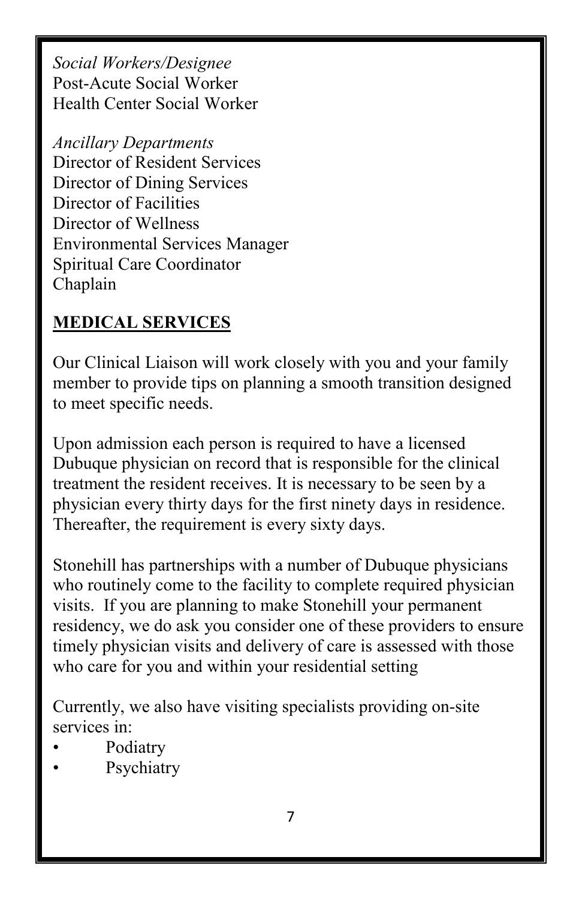*Social Workers/Designee*
Post-Acute Social Worker
Health Center Social Worker

*Ancillary Departments*
Director of Resident Services
Director of Dining Services
Director of Facilities
Director of Wellness
Environmental Services Manager
Spiritual Care Coordinator
Chaplain

## MEDICAL SERVICES

Our Clinical Liaison will work closely with you and your family member to provide tips on planning a smooth transition designed to meet specific needs.

Upon admission each person is required to have a licensed Dubuque physician on record that is responsible for the clinical treatment the resident receives. It is necessary to be seen by a physician every thirty days for the first ninety days in residence. Thereafter, the requirement is every sixty days.

Stonehill has partnerships with a number of Dubuque physicians who routinely come to the facility to complete required physician visits. If you are planning to make Stonehill your permanent residency, we do ask you consider one of these providers to ensure timely physician visits and delivery of care is assessed with those who care for you and within your residential setting

Currently, we also have visiting specialists providing on-site services in:

- Podiatry
- Psychiatry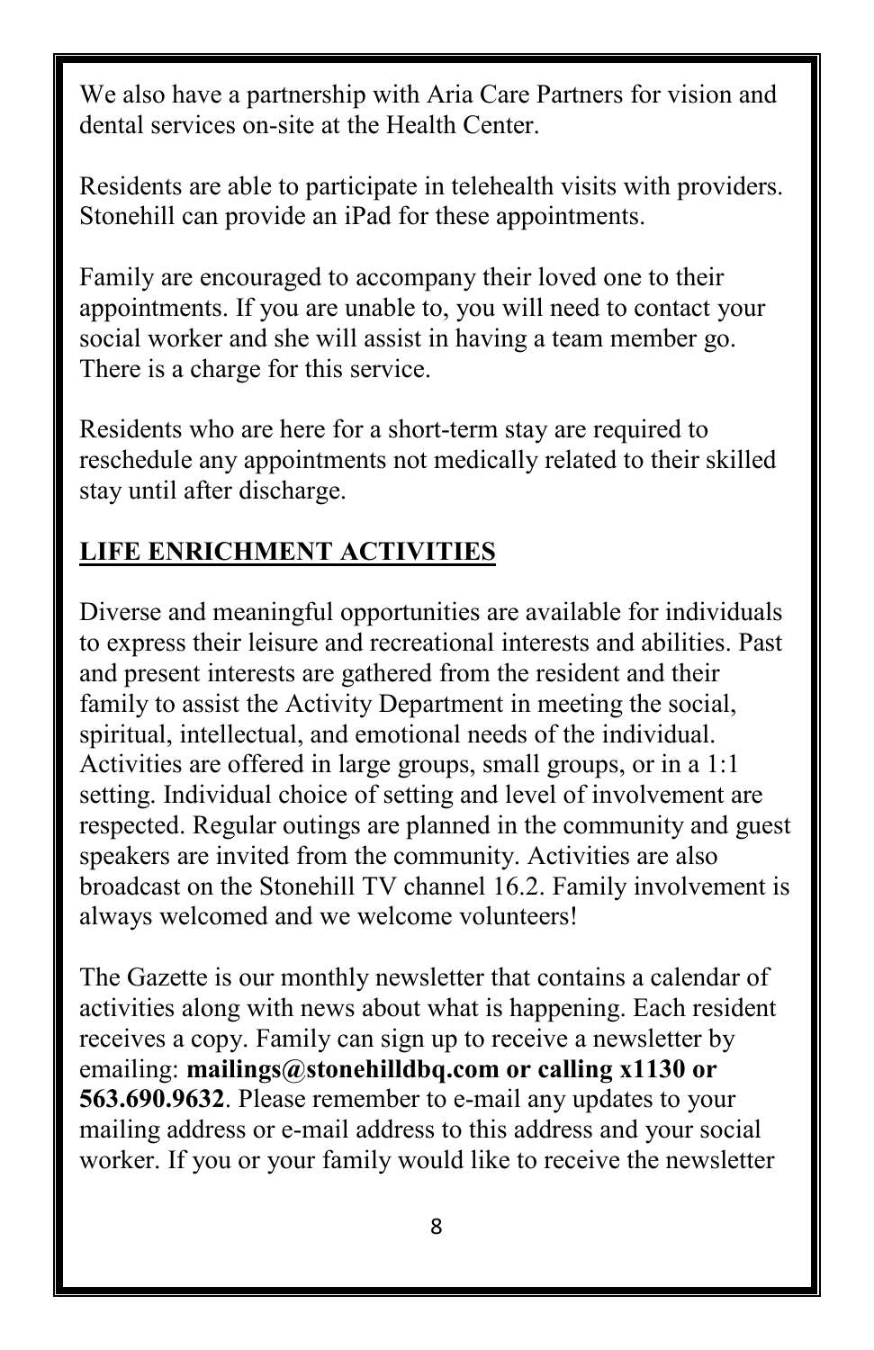We also have a partnership with Aria Care Partners for vision and dental services on-site at the Health Center.

Residents are able to participate in telehealth visits with providers. Stonehill can provide an iPad for these appointments.

Family are encouraged to accompany their loved one to their appointments. If you are unable to, you will need to contact your social worker and she will assist in having a team member go. There is a charge for this service.

Residents who are here for a short-term stay are required to reschedule any appointments not medically related to their skilled stay until after discharge.

## LIFE ENRICHMENT ACTIVITIES

Diverse and meaningful opportunities are available for individuals to express their leisure and recreational interests and abilities. Past and present interests are gathered from the resident and their family to assist the Activity Department in meeting the social, spiritual, intellectual, and emotional needs of the individual. Activities are offered in large groups, small groups, or in a 1:1 setting. Individual choice of setting and level of involvement are respected. Regular outings are planned in the community and guest speakers are invited from the community. Activities are also broadcast on the Stonehill TV channel 16.2. Family involvement is always welcomed and we welcome volunteers!

The Gazette is our monthly newsletter that contains a calendar of activities along with news about what is happening. Each resident receives a copy. Family can sign up to receive a newsletter by emailing: **mailings@stonehilldbq.com or calling x1130 or 563.690.9632**. Please remember to e-mail any updates to your mailing address or e-mail address to this address and your social worker. If you or your family would like to receive the newsletter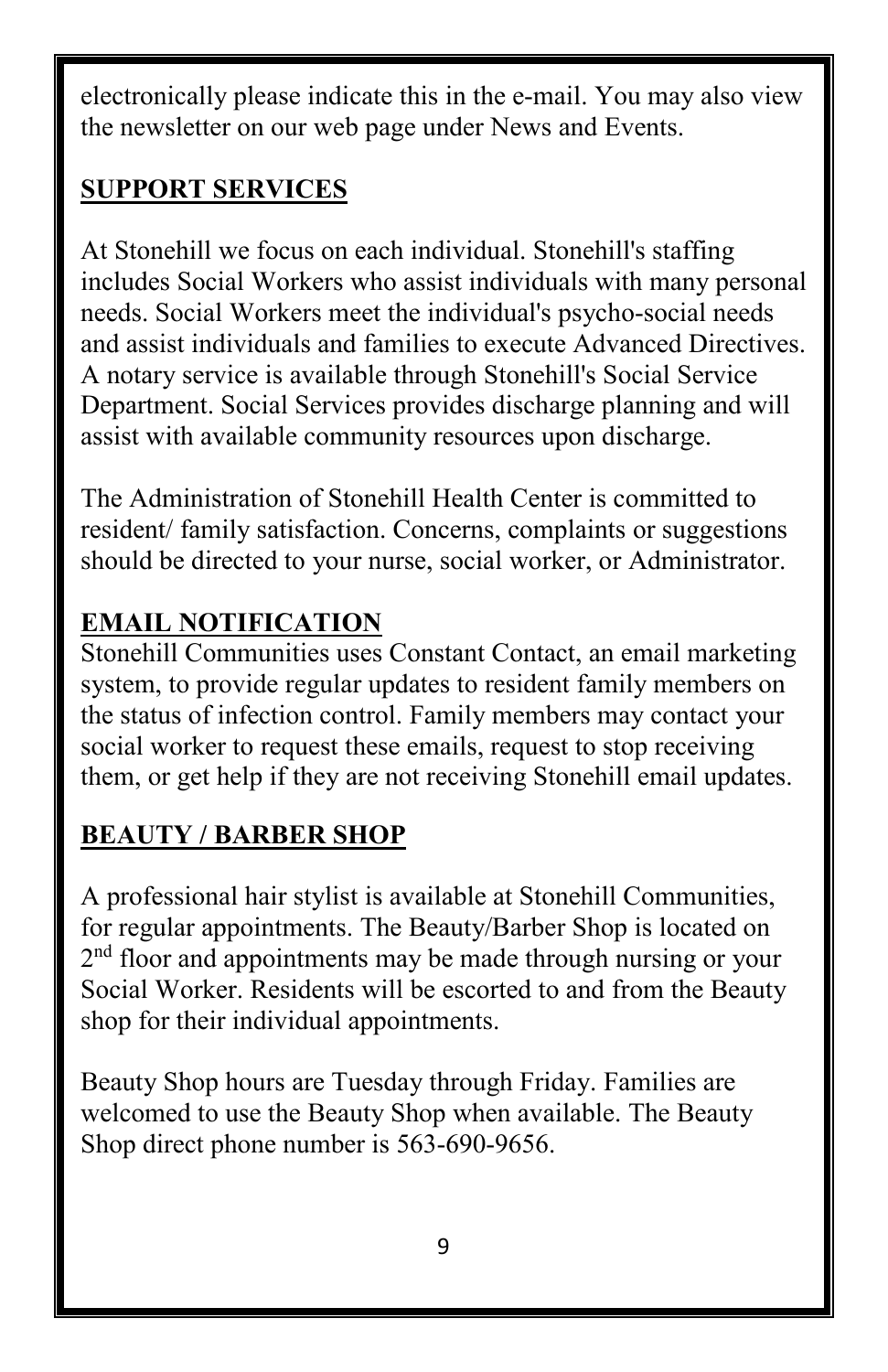electronically please indicate this in the e-mail. You may also view the newsletter on our web page under News and Events.

## SUPPORT SERVICES

At Stonehill we focus on each individual. Stonehill's staffing includes Social Workers who assist individuals with many personal needs. Social Workers meet the individual's psycho-social needs and assist individuals and families to execute Advanced Directives. A notary service is available through Stonehill's Social Service Department. Social Services provides discharge planning and will assist with available community resources upon discharge.

The Administration of Stonehill Health Center is committed to resident/ family satisfaction. Concerns, complaints or suggestions should be directed to your nurse, social worker, or Administrator.

## EMAIL NOTIFICATION

Stonehill Communities uses Constant Contact, an email marketing system, to provide regular updates to resident family members on the status of infection control. Family members may contact your social worker to request these emails, request to stop receiving them, or get help if they are not receiving Stonehill email updates.

## BEAUTY / BARBER SHOP

A professional hair stylist is available at Stonehill Communities, for regular appointments. The Beauty/Barber Shop is located on 2nd floor and appointments may be made through nursing or your Social Worker. Residents will be escorted to and from the Beauty shop for their individual appointments.

Beauty Shop hours are Tuesday through Friday. Families are welcomed to use the Beauty Shop when available. The Beauty Shop direct phone number is 563-690-9656.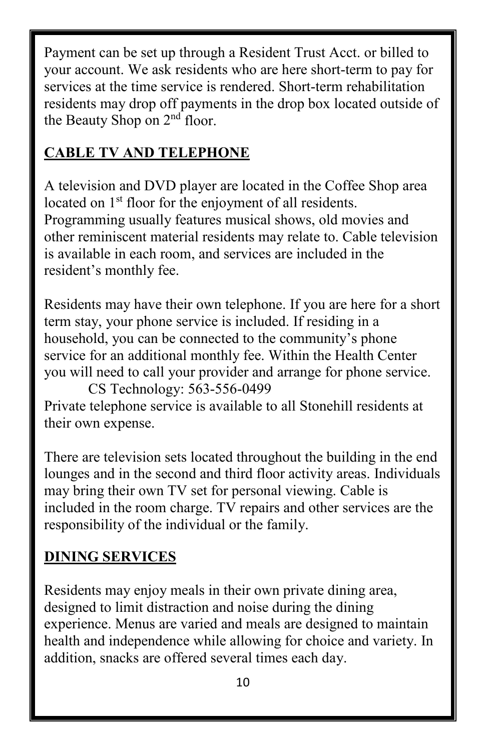Payment can be set up through a Resident Trust Acct. or billed to your account. We ask residents who are here short-term to pay for services at the time service is rendered. Short-term rehabilitation residents may drop off payments in the drop box located outside of the Beauty Shop on 2nd floor.

## CABLE TV AND TELEPHONE

A television and DVD player are located in the Coffee Shop area located on 1st floor for the enjoyment of all residents. Programming usually features musical shows, old movies and other reminiscent material residents may relate to. Cable television is available in each room, and services are included in the resident's monthly fee.

Residents may have their own telephone. If you are here for a short term stay, your phone service is included. If residing in a household, you can be connected to the community's phone service for an additional monthly fee. Within the Health Center you will need to call your provider and arrange for phone service.

CS Technology: 563-556-0499

Private telephone service is available to all Stonehill residents at their own expense.

There are television sets located throughout the building in the end lounges and in the second and third floor activity areas. Individuals may bring their own TV set for personal viewing. Cable is included in the room charge. TV repairs and other services are the responsibility of the individual or the family.

## DINING SERVICES

Residents may enjoy meals in their own private dining area, designed to limit distraction and noise during the dining experience. Menus are varied and meals are designed to maintain health and independence while allowing for choice and variety. In addition, snacks are offered several times each day.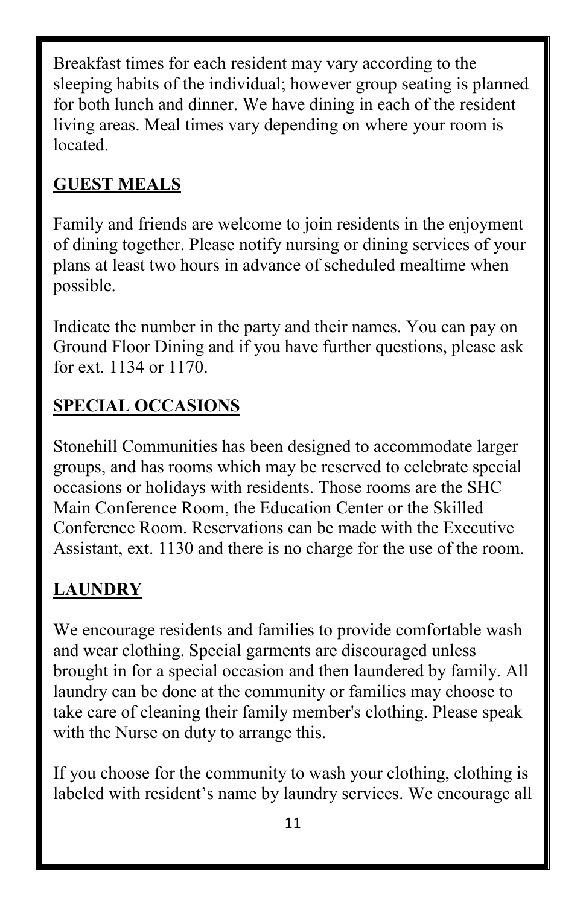Breakfast times for each resident may vary according to the sleeping habits of the individual; however group seating is planned for both lunch and dinner. We have dining in each of the resident living areas. Meal times vary depending on where your room is located.

## GUEST MEALS

Family and friends are welcome to join residents in the enjoyment of dining together. Please notify nursing or dining services of your plans at least two hours in advance of scheduled mealtime when possible.

Indicate the number in the party and their names. You can pay on Ground Floor Dining and if you have further questions, please ask for ext. 1134 or 1170.

## SPECIAL OCCASIONS

Stonehill Communities has been designed to accommodate larger groups, and has rooms which may be reserved to celebrate special occasions or holidays with residents. Those rooms are the SHC Main Conference Room, the Education Center or the Skilled Conference Room. Reservations can be made with the Executive Assistant, ext. 1130 and there is no charge for the use of the room.

## LAUNDRY

We encourage residents and families to provide comfortable wash and wear clothing. Special garments are discouraged unless brought in for a special occasion and then laundered by family. All laundry can be done at the community or families may choose to take care of cleaning their family member's clothing. Please speak with the Nurse on duty to arrange this.

If you choose for the community to wash your clothing, clothing is labeled with resident's name by laundry services. We encourage all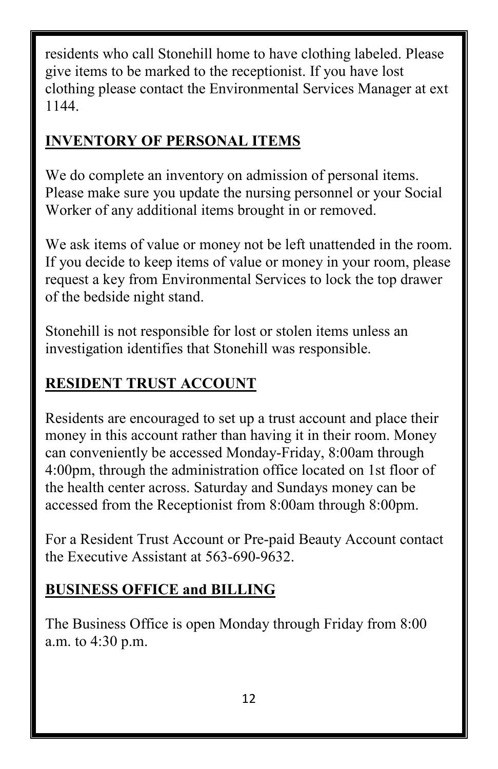residents who call Stonehill home to have clothing labeled. Please give items to be marked to the receptionist. If you have lost clothing please contact the Environmental Services Manager at ext 1144.

## INVENTORY OF PERSONAL ITEMS

We do complete an inventory on admission of personal items. Please make sure you update the nursing personnel or your Social Worker of any additional items brought in or removed.

We ask items of value or money not be left unattended in the room. If you decide to keep items of value or money in your room, please request a key from Environmental Services to lock the top drawer of the bedside night stand.

Stonehill is not responsible for lost or stolen items unless an investigation identifies that Stonehill was responsible.

## RESIDENT TRUST ACCOUNT

Residents are encouraged to set up a trust account and place their money in this account rather than having it in their room. Money can conveniently be accessed Monday-Friday, 8:00am through 4:00pm, through the administration office located on 1st floor of the health center across. Saturday and Sundays money can be accessed from the Receptionist from 8:00am through 8:00pm.

For a Resident Trust Account or Pre-paid Beauty Account contact the Executive Assistant at 563-690-9632.

## BUSINESS OFFICE and BILLING

The Business Office is open Monday through Friday from 8:00 a.m. to 4:30 p.m.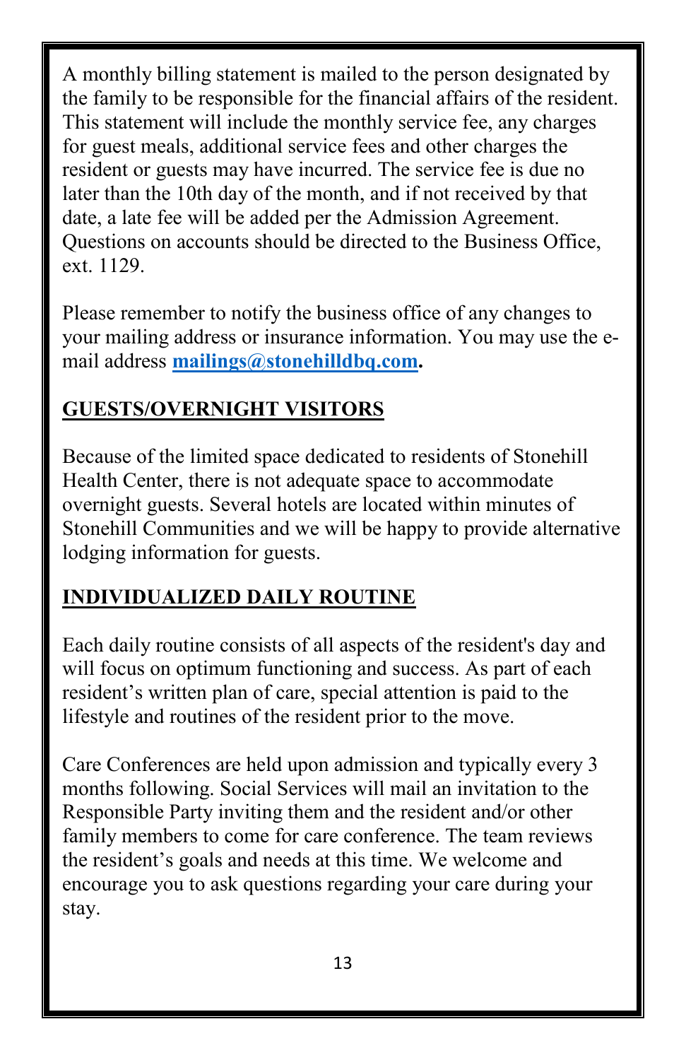A monthly billing statement is mailed to the person designated by the family to be responsible for the financial affairs of the resident. This statement will include the monthly service fee, any charges for guest meals, additional service fees and other charges the resident or guests may have incurred. The service fee is due no later than the 10th day of the month, and if not received by that date, a late fee will be added per the Admission Agreement. Questions on accounts should be directed to the Business Office, ext. 1129.

Please remember to notify the business office of any changes to your mailing address or insurance information. You may use the e-mail address **mailings@stonehilldbq.com.**

## GUESTS/OVERNIGHT VISITORS

Because of the limited space dedicated to residents of Stonehill Health Center, there is not adequate space to accommodate overnight guests. Several hotels are located within minutes of Stonehill Communities and we will be happy to provide alternative lodging information for guests.

## INDIVIDUALIZED DAILY ROUTINE

Each daily routine consists of all aspects of the resident's day and will focus on optimum functioning and success. As part of each resident's written plan of care, special attention is paid to the lifestyle and routines of the resident prior to the move.

Care Conferences are held upon admission and typically every 3 months following. Social Services will mail an invitation to the Responsible Party inviting them and the resident and/or other family members to come for care conference. The team reviews the resident's goals and needs at this time. We welcome and encourage you to ask questions regarding your care during your stay.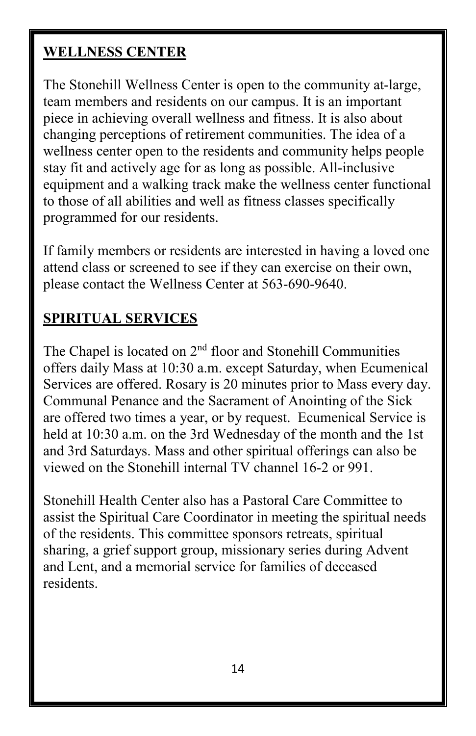## WELLNESS CENTER

The Stonehill Wellness Center is open to the community at-large, team members and residents on our campus. It is an important piece in achieving overall wellness and fitness. It is also about changing perceptions of retirement communities. The idea of a wellness center open to the residents and community helps people stay fit and actively age for as long as possible. All-inclusive equipment and a walking track make the wellness center functional to those of all abilities and well as fitness classes specifically programmed for our residents.

If family members or residents are interested in having a loved one attend class or screened to see if they can exercise on their own, please contact the Wellness Center at 563-690-9640.

## SPIRITUAL SERVICES

The Chapel is located on 2nd floor and Stonehill Communities offers daily Mass at 10:30 a.m. except Saturday, when Ecumenical Services are offered. Rosary is 20 minutes prior to Mass every day. Communal Penance and the Sacrament of Anointing of the Sick are offered two times a year, or by request. Ecumenical Service is held at 10:30 a.m. on the 3rd Wednesday of the month and the 1st and 3rd Saturdays. Mass and other spiritual offerings can also be viewed on the Stonehill internal TV channel 16-2 or 991.

Stonehill Health Center also has a Pastoral Care Committee to assist the Spiritual Care Coordinator in meeting the spiritual needs of the residents. This committee sponsors retreats, spiritual sharing, a grief support group, missionary series during Advent and Lent, and a memorial service for families of deceased residents.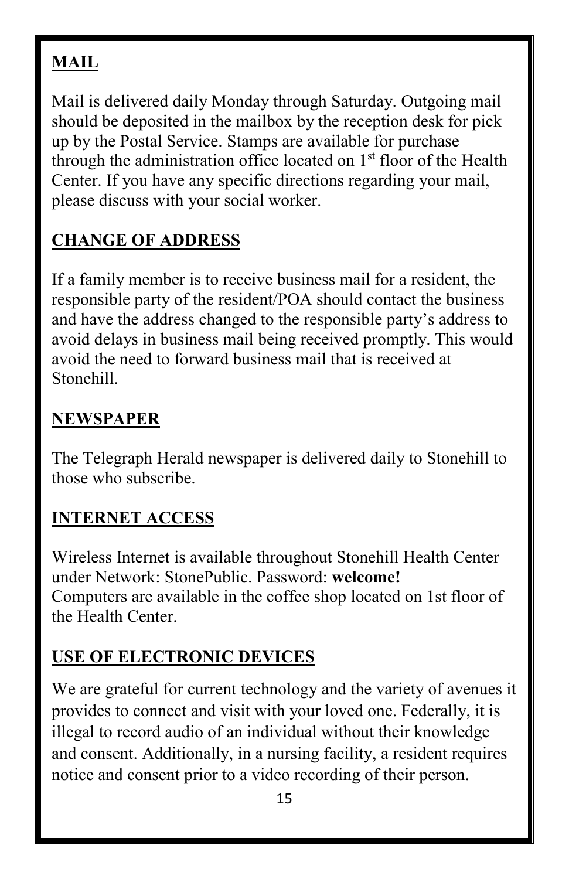## MAIL

Mail is delivered daily Monday through Saturday. Outgoing mail should be deposited in the mailbox by the reception desk for pick up by the Postal Service. Stamps are available for purchase through the administration office located on 1st floor of the Health Center. If you have any specific directions regarding your mail, please discuss with your social worker.

## CHANGE OF ADDRESS

If a family member is to receive business mail for a resident, the responsible party of the resident/POA should contact the business and have the address changed to the responsible party's address to avoid delays in business mail being received promptly. This would avoid the need to forward business mail that is received at Stonehill.

## NEWSPAPER

The Telegraph Herald newspaper is delivered daily to Stonehill to those who subscribe.

## INTERNET ACCESS

Wireless Internet is available throughout Stonehill Health Center under Network: StonePublic. Password: **welcome!**
Computers are available in the coffee shop located on 1st floor of the Health Center.

## USE OF ELECTRONIC DEVICES

We are grateful for current technology and the variety of avenues it provides to connect and visit with your loved one. Federally, it is illegal to record audio of an individual without their knowledge and consent. Additionally, in a nursing facility, a resident requires notice and consent prior to a video recording of their person.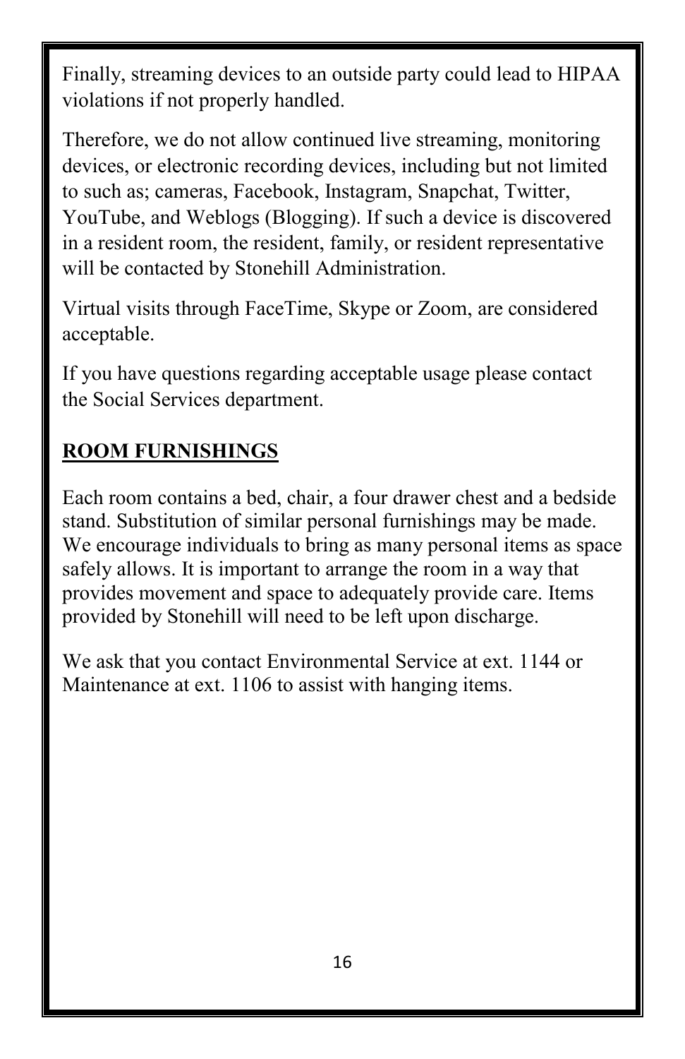Finally, streaming devices to an outside party could lead to HIPAA violations if not properly handled.

Therefore, we do not allow continued live streaming, monitoring devices, or electronic recording devices, including but not limited to such as; cameras, Facebook, Instagram, Snapchat, Twitter, YouTube, and Weblogs (Blogging). If such a device is discovered in a resident room, the resident, family, or resident representative will be contacted by Stonehill Administration.

Virtual visits through FaceTime, Skype or Zoom, are considered acceptable.

If you have questions regarding acceptable usage please contact the Social Services department.

## ROOM FURNISHINGS

Each room contains a bed, chair, a four drawer chest and a bedside stand. Substitution of similar personal furnishings may be made. We encourage individuals to bring as many personal items as space safely allows. It is important to arrange the room in a way that provides movement and space to adequately provide care. Items provided by Stonehill will need to be left upon discharge.

We ask that you contact Environmental Service at ext. 1144 or Maintenance at ext. 1106 to assist with hanging items.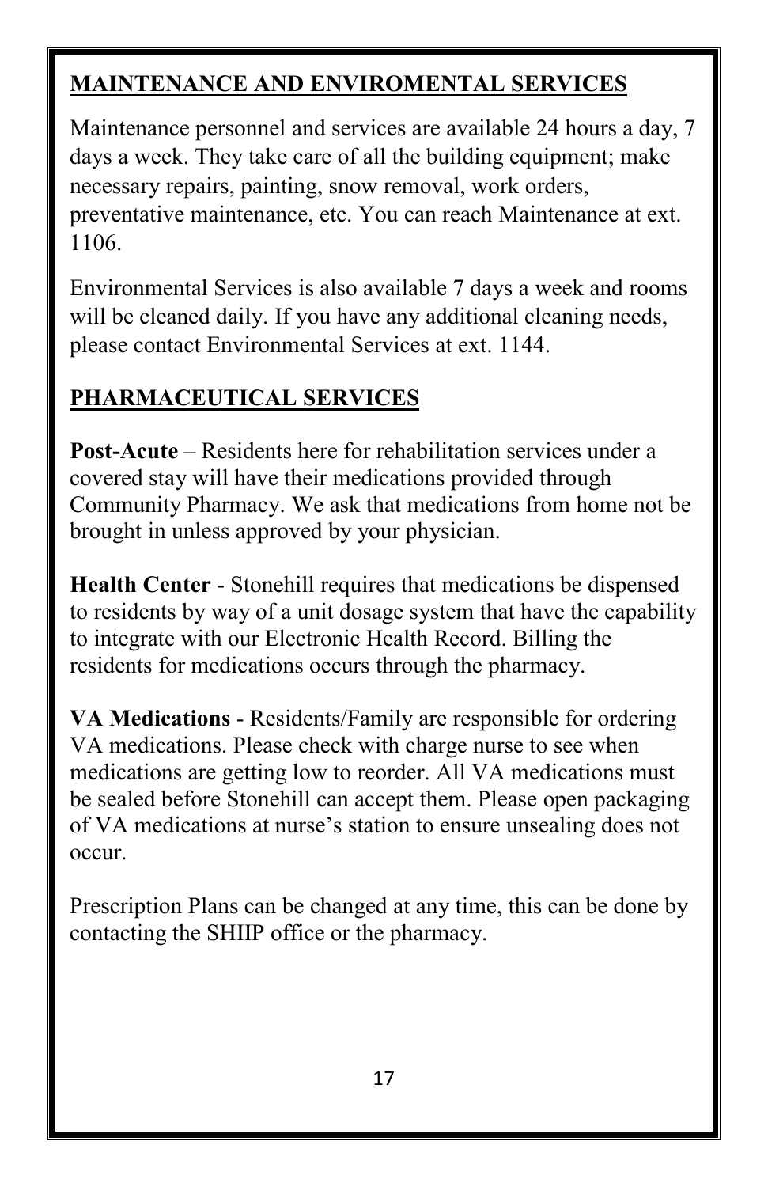## MAINTENANCE AND ENVIROMENTAL SERVICES

Maintenance personnel and services are available 24 hours a day, 7 days a week. They take care of all the building equipment; make necessary repairs, painting, snow removal, work orders, preventative maintenance, etc. You can reach Maintenance at ext. 1106.

Environmental Services is also available 7 days a week and rooms will be cleaned daily. If you have any additional cleaning needs, please contact Environmental Services at ext. 1144.

## PHARMACEUTICAL SERVICES

**Post-Acute** – Residents here for rehabilitation services under a covered stay will have their medications provided through Community Pharmacy. We ask that medications from home not be brought in unless approved by your physician.

**Health Center** - Stonehill requires that medications be dispensed to residents by way of a unit dosage system that have the capability to integrate with our Electronic Health Record. Billing the residents for medications occurs through the pharmacy.

**VA Medications** - Residents/Family are responsible for ordering VA medications. Please check with charge nurse to see when medications are getting low to reorder. All VA medications must be sealed before Stonehill can accept them. Please open packaging of VA medications at nurse's station to ensure unsealing does not occur.

Prescription Plans can be changed at any time, this can be done by contacting the SHIIP office or the pharmacy.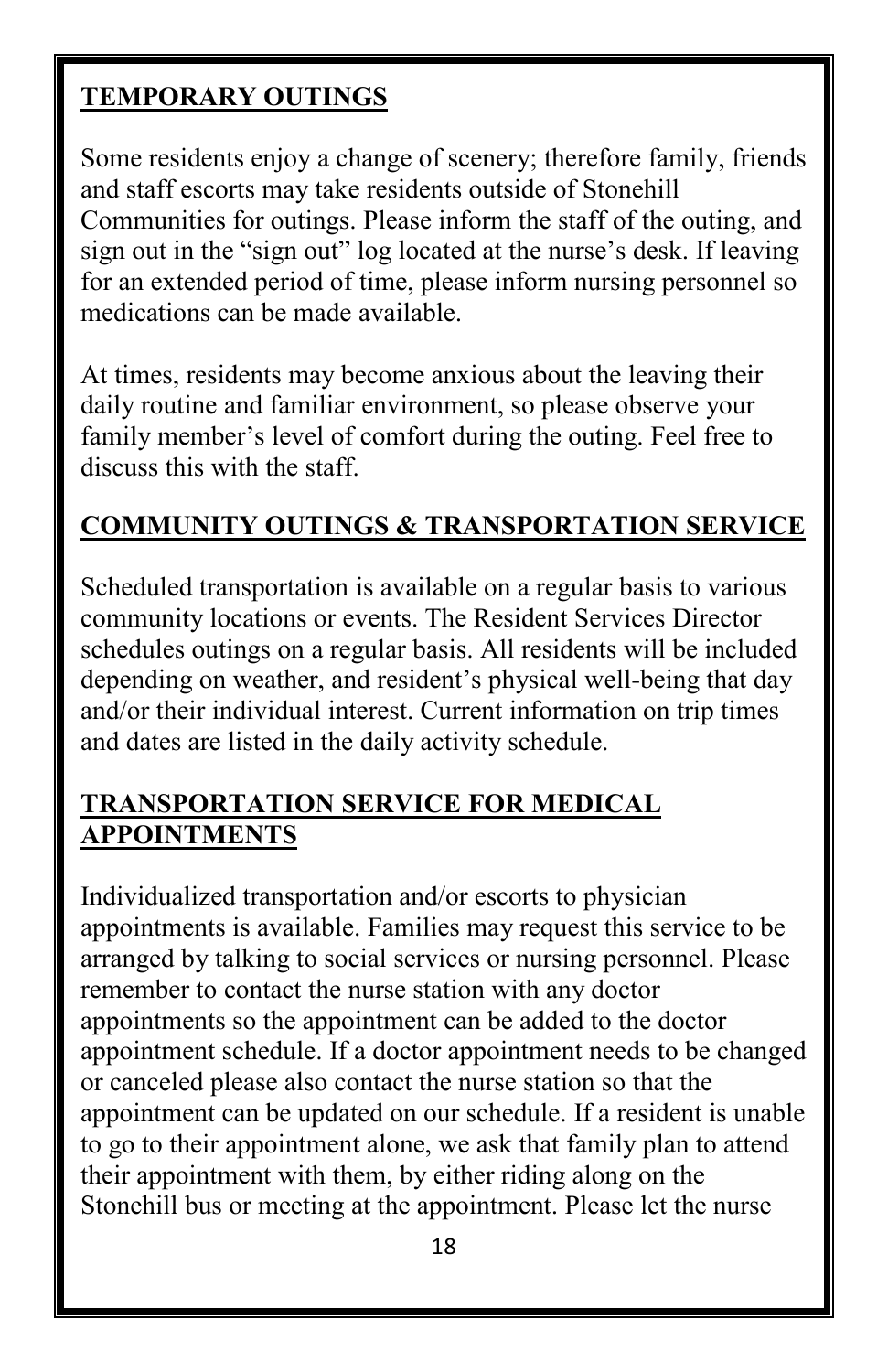## TEMPORARY OUTINGS

Some residents enjoy a change of scenery; therefore family, friends and staff escorts may take residents outside of Stonehill Communities for outings. Please inform the staff of the outing, and sign out in the "sign out" log located at the nurse's desk. If leaving for an extended period of time, please inform nursing personnel so medications can be made available.

At times, residents may become anxious about the leaving their daily routine and familiar environment, so please observe your family member's level of comfort during the outing. Feel free to discuss this with the staff.

## COMMUNITY OUTINGS & TRANSPORTATION SERVICE

Scheduled transportation is available on a regular basis to various community locations or events. The Resident Services Director schedules outings on a regular basis. All residents will be included depending on weather, and resident's physical well-being that day and/or their individual interest. Current information on trip times and dates are listed in the daily activity schedule.

## TRANSPORTATION SERVICE FOR MEDICAL APPOINTMENTS

Individualized transportation and/or escorts to physician appointments is available. Families may request this service to be arranged by talking to social services or nursing personnel. Please remember to contact the nurse station with any doctor appointments so the appointment can be added to the doctor appointment schedule. If a doctor appointment needs to be changed or canceled please also contact the nurse station so that the appointment can be updated on our schedule. If a resident is unable to go to their appointment alone, we ask that family plan to attend their appointment with them, by either riding along on the Stonehill bus or meeting at the appointment. Please let the nurse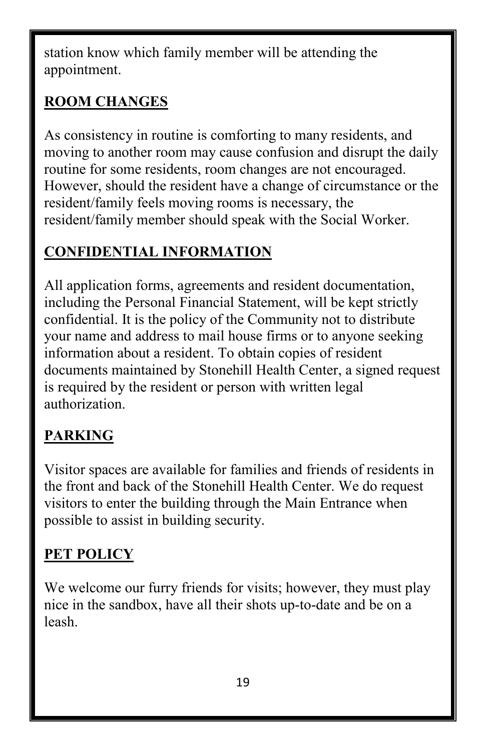station know which family member will be attending the appointment.

## ROOM CHANGES

As consistency in routine is comforting to many residents, and moving to another room may cause confusion and disrupt the daily routine for some residents, room changes are not encouraged. However, should the resident have a change of circumstance or the resident/family feels moving rooms is necessary, the resident/family member should speak with the Social Worker.

## CONFIDENTIAL INFORMATION

All application forms, agreements and resident documentation, including the Personal Financial Statement, will be kept strictly confidential. It is the policy of the Community not to distribute your name and address to mail house firms or to anyone seeking information about a resident. To obtain copies of resident documents maintained by Stonehill Health Center, a signed request is required by the resident or person with written legal authorization.

## PARKING

Visitor spaces are available for families and friends of residents in the front and back of the Stonehill Health Center. We do request visitors to enter the building through the Main Entrance when possible to assist in building security.

## PET POLICY

We welcome our furry friends for visits; however, they must play nice in the sandbox, have all their shots up-to-date and be on a leash.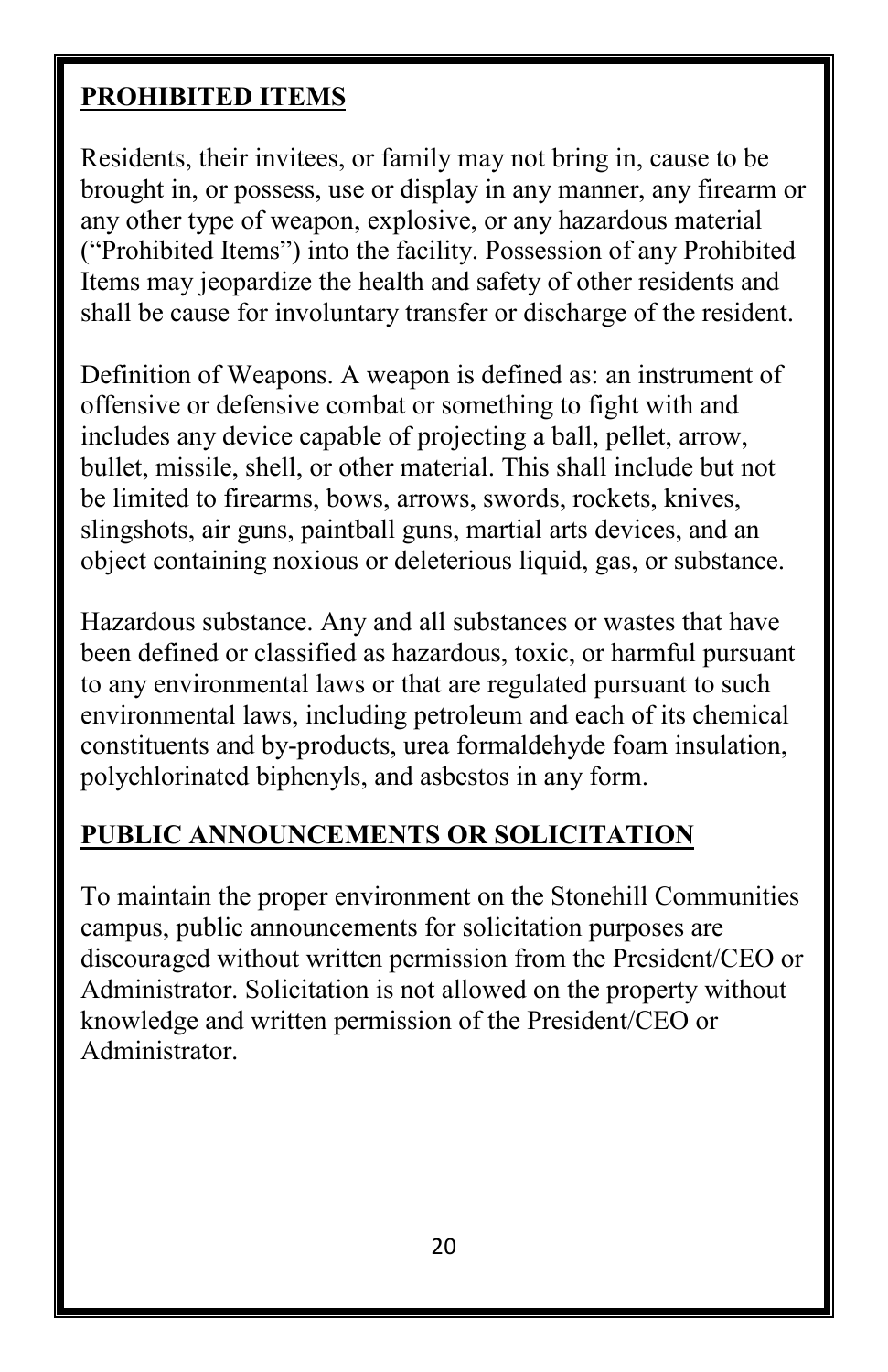## PROHIBITED ITEMS

Residents, their invitees, or family may not bring in, cause to be brought in, or possess, use or display in any manner, any firearm or any other type of weapon, explosive, or any hazardous material ("Prohibited Items") into the facility. Possession of any Prohibited Items may jeopardize the health and safety of other residents and shall be cause for involuntary transfer or discharge of the resident.

Definition of Weapons. A weapon is defined as: an instrument of offensive or defensive combat or something to fight with and includes any device capable of projecting a ball, pellet, arrow, bullet, missile, shell, or other material. This shall include but not be limited to firearms, bows, arrows, swords, rockets, knives, slingshots, air guns, paintball guns, martial arts devices, and an object containing noxious or deleterious liquid, gas, or substance.

Hazardous substance. Any and all substances or wastes that have been defined or classified as hazardous, toxic, or harmful pursuant to any environmental laws or that are regulated pursuant to such environmental laws, including petroleum and each of its chemical constituents and by-products, urea formaldehyde foam insulation, polychlorinated biphenyls, and asbestos in any form.

## PUBLIC ANNOUNCEMENTS OR SOLICITATION

To maintain the proper environment on the Stonehill Communities campus, public announcements for solicitation purposes are discouraged without written permission from the President/CEO or Administrator. Solicitation is not allowed on the property without knowledge and written permission of the President/CEO or Administrator.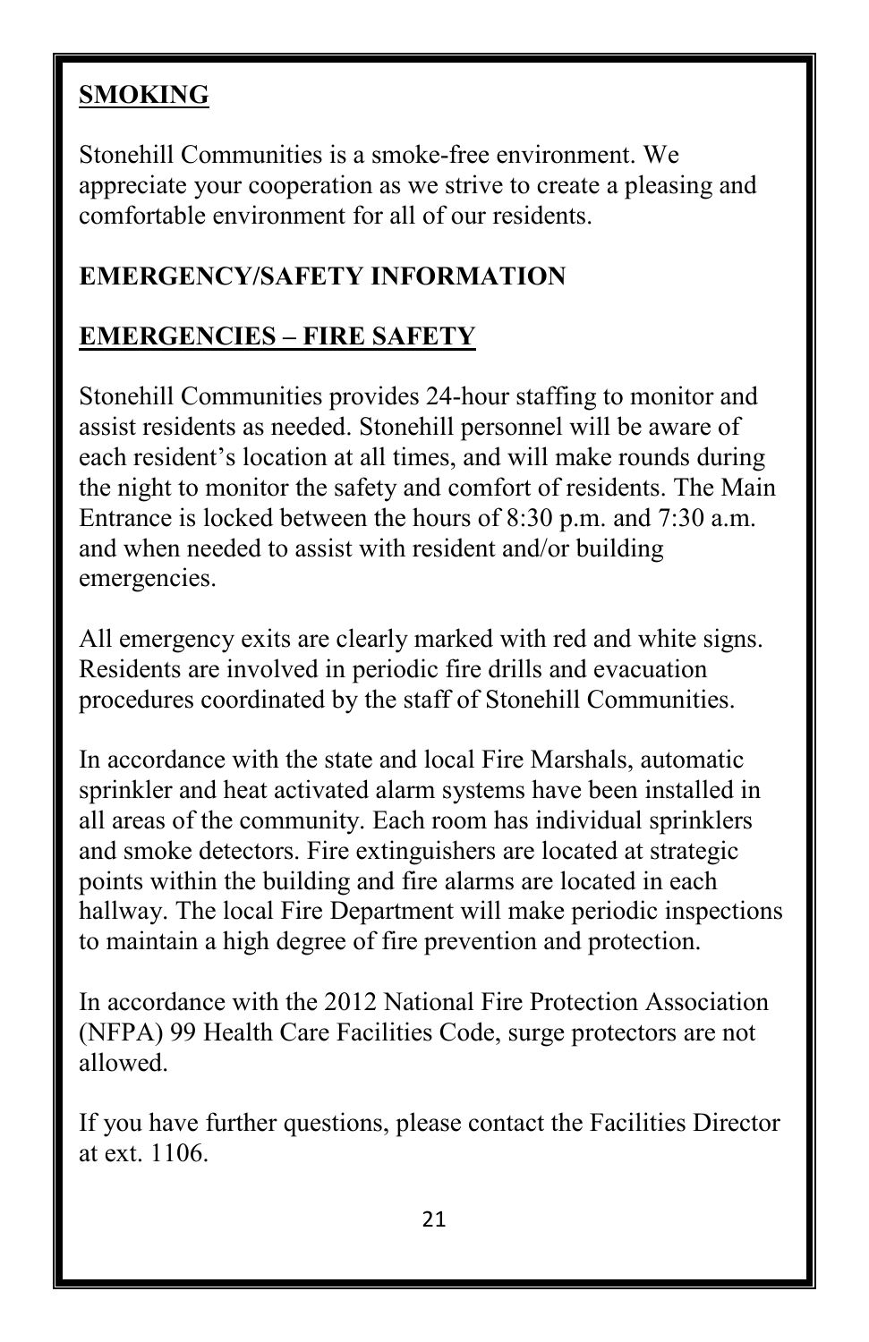## <u>SMOKING</u>

Stonehill Communities is a smoke-free environment. We appreciate your cooperation as we strive to create a pleasing and comfortable environment for all of our residents.

## EMERGENCY/SAFETY INFORMATION

## <u>EMERGENCIES – FIRE SAFETY</u>

Stonehill Communities provides 24-hour staffing to monitor and assist residents as needed. Stonehill personnel will be aware of each resident's location at all times, and will make rounds during the night to monitor the safety and comfort of residents. The Main Entrance is locked between the hours of 8:30 p.m. and 7:30 a.m. and when needed to assist with resident and/or building emergencies.

All emergency exits are clearly marked with red and white signs. Residents are involved in periodic fire drills and evacuation procedures coordinated by the staff of Stonehill Communities.

In accordance with the state and local Fire Marshals, automatic sprinkler and heat activated alarm systems have been installed in all areas of the community. Each room has individual sprinklers and smoke detectors. Fire extinguishers are located at strategic points within the building and fire alarms are located in each hallway. The local Fire Department will make periodic inspections to maintain a high degree of fire prevention and protection.

In accordance with the 2012 National Fire Protection Association (NFPA) 99 Health Care Facilities Code, surge protectors are not allowed.

If you have further questions, please contact the Facilities Director at ext. 1106.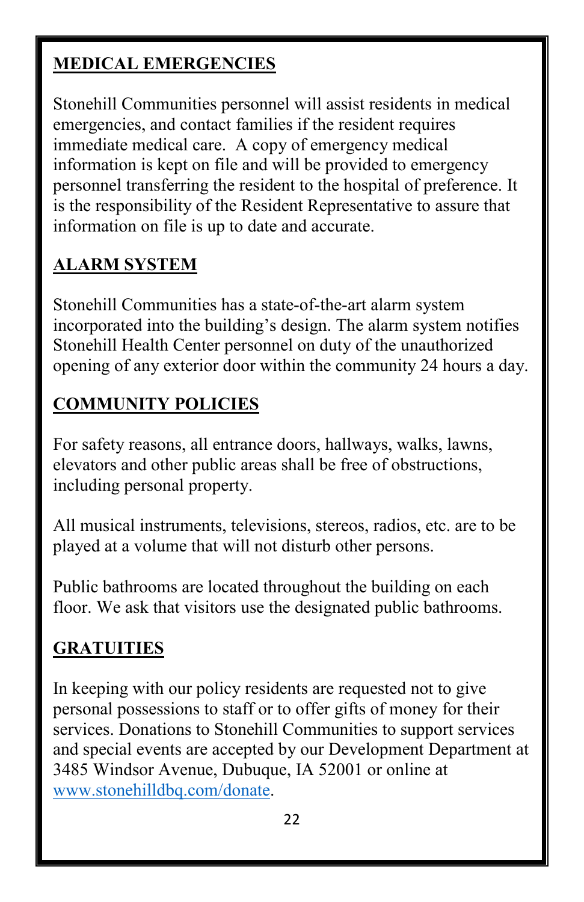## MEDICAL EMERGENCIES

Stonehill Communities personnel will assist residents in medical emergencies, and contact families if the resident requires immediate medical care. A copy of emergency medical information is kept on file and will be provided to emergency personnel transferring the resident to the hospital of preference. It is the responsibility of the Resident Representative to assure that information on file is up to date and accurate.

## ALARM SYSTEM

Stonehill Communities has a state-of-the-art alarm system incorporated into the building's design. The alarm system notifies Stonehill Health Center personnel on duty of the unauthorized opening of any exterior door within the community 24 hours a day.

## COMMUNITY POLICIES

For safety reasons, all entrance doors, hallways, walks, lawns, elevators and other public areas shall be free of obstructions, including personal property.

All musical instruments, televisions, stereos, radios, etc. are to be played at a volume that will not disturb other persons.

Public bathrooms are located throughout the building on each floor. We ask that visitors use the designated public bathrooms.

## GRATUITIES

In keeping with our policy residents are requested not to give personal possessions to staff or to offer gifts of money for their services. Donations to Stonehill Communities to support services and special events are accepted by our Development Department at 3485 Windsor Avenue, Dubuque, IA 52001 or online at www.stonehilldbq.com/donate.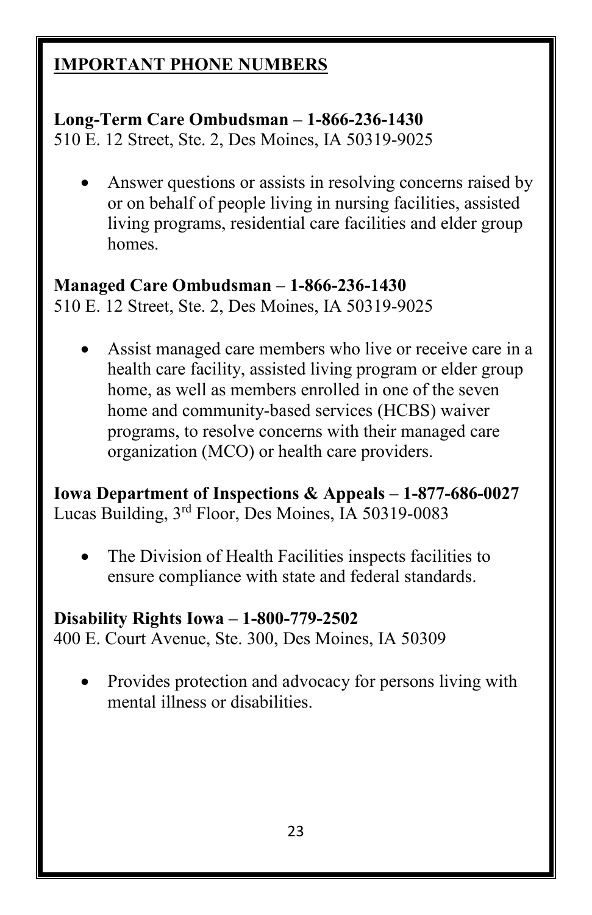## IMPORTANT PHONE NUMBERS

**Long-Term Care Ombudsman – 1-866-236-1430**
510 E. 12 Street, Ste. 2, Des Moines, IA 50319-9025

- Answer questions or assists in resolving concerns raised by or on behalf of people living in nursing facilities, assisted living programs, residential care facilities and elder group homes.

**Managed Care Ombudsman – 1-866-236-1430**
510 E. 12 Street, Ste. 2, Des Moines, IA 50319-9025

- Assist managed care members who live or receive care in a health care facility, assisted living program or elder group home, as well as members enrolled in one of the seven home and community-based services (HCBS) waiver programs, to resolve concerns with their managed care organization (MCO) or health care providers.

**Iowa Department of Inspections & Appeals – 1-877-686-0027**
Lucas Building, 3rd Floor, Des Moines, IA 50319-0083

- The Division of Health Facilities inspects facilities to ensure compliance with state and federal standards.

**Disability Rights Iowa – 1-800-779-2502**
400 E. Court Avenue, Ste. 300, Des Moines, IA 50309

- Provides protection and advocacy for persons living with mental illness or disabilities.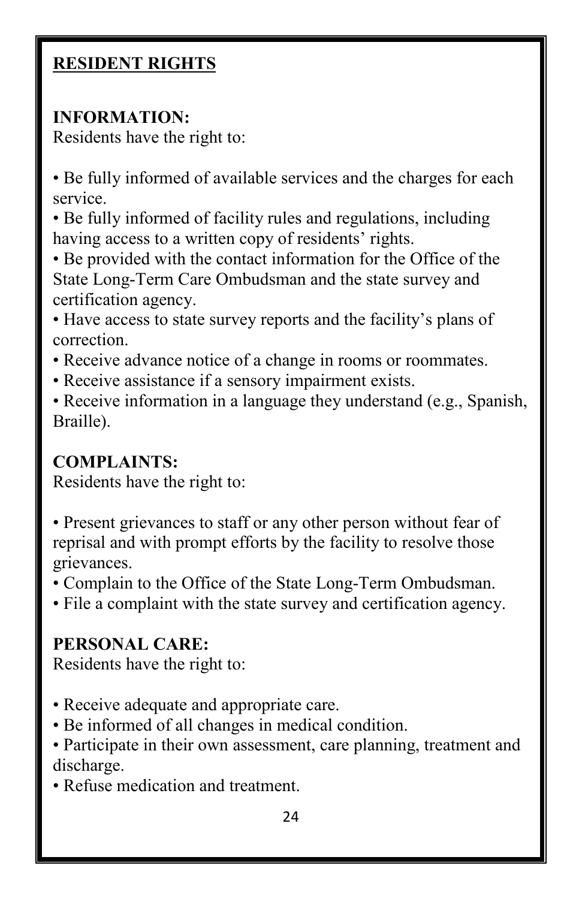## RESIDENT RIGHTS

**INFORMATION:**

Residents have the right to:

- Be fully informed of available services and the charges for each service.
- Be fully informed of facility rules and regulations, including having access to a written copy of residents' rights.
- Be provided with the contact information for the Office of the State Long-Term Care Ombudsman and the state survey and certification agency.
- Have access to state survey reports and the facility's plans of correction.
- Receive advance notice of a change in rooms or roommates.
- Receive assistance if a sensory impairment exists.
- Receive information in a language they understand (e.g., Spanish, Braille).

**COMPLAINTS:**

Residents have the right to:

- Present grievances to staff or any other person without fear of reprisal and with prompt efforts by the facility to resolve those grievances.
- Complain to the Office of the State Long-Term Ombudsman.
- File a complaint with the state survey and certification agency.

**PERSONAL CARE:**

Residents have the right to:

- Receive adequate and appropriate care.
- Be informed of all changes in medical condition.
- Participate in their own assessment, care planning, treatment and discharge.
- Refuse medication and treatment.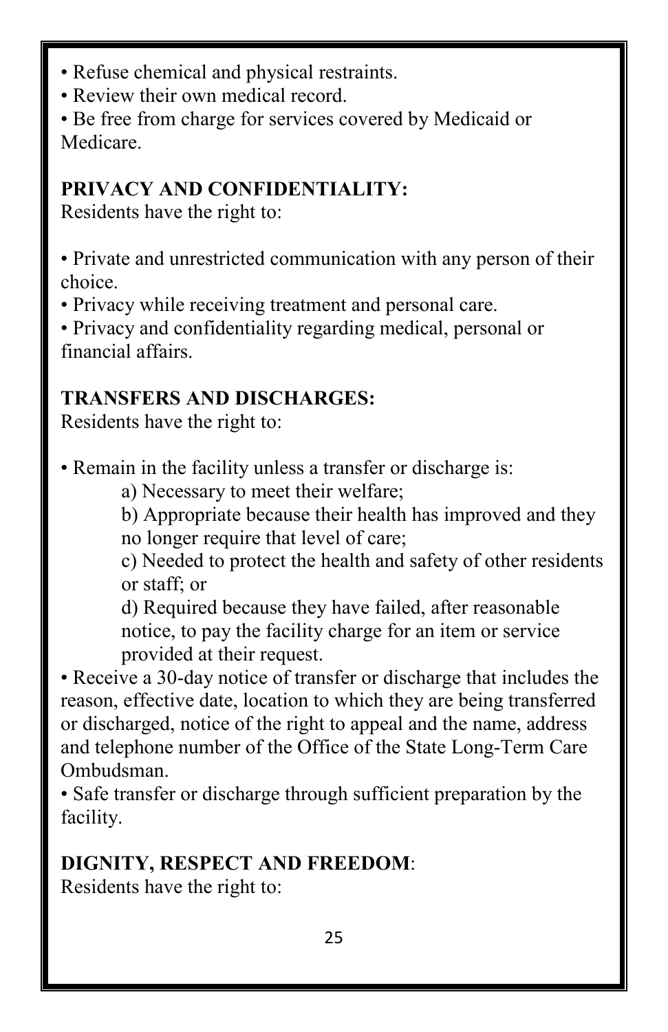- Refuse chemical and physical restraints.
- Review their own medical record.
- Be free from charge for services covered by Medicaid or Medicare.

**PRIVACY AND CONFIDENTIALITY:**

Residents have the right to:

- Private and unrestricted communication with any person of their choice.
- Privacy while receiving treatment and personal care.
- Privacy and confidentiality regarding medical, personal or financial affairs.

**TRANSFERS AND DISCHARGES:**

Residents have the right to:

- Remain in the facility unless a transfer or discharge is:
  - a) Necessary to meet their welfare;
  - b) Appropriate because their health has improved and they no longer require that level of care;
  - c) Needed to protect the health and safety of other residents or staff; or
  - d) Required because they have failed, after reasonable notice, to pay the facility charge for an item or service provided at their request.
- Receive a 30-day notice of transfer or discharge that includes the reason, effective date, location to which they are being transferred or discharged, notice of the right to appeal and the name, address and telephone number of the Office of the State Long-Term Care Ombudsman.
- Safe transfer or discharge through sufficient preparation by the facility.

**DIGNITY, RESPECT AND FREEDOM**:

Residents have the right to: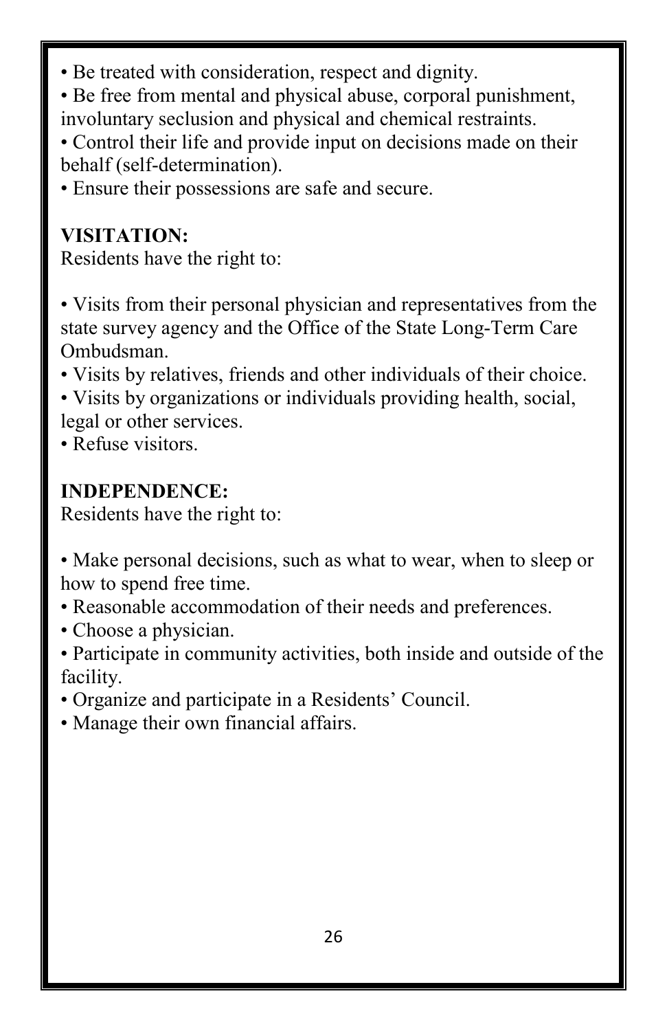- Be treated with consideration, respect and dignity.
- Be free from mental and physical abuse, corporal punishment, involuntary seclusion and physical and chemical restraints.
- Control their life and provide input on decisions made on their behalf (self-determination).
- Ensure their possessions are safe and secure.

**VISITATION:**
Residents have the right to:

- Visits from their personal physician and representatives from the state survey agency and the Office of the State Long-Term Care Ombudsman.
- Visits by relatives, friends and other individuals of their choice.
- Visits by organizations or individuals providing health, social, legal or other services.
- Refuse visitors.

**INDEPENDENCE:**
Residents have the right to:

- Make personal decisions, such as what to wear, when to sleep or how to spend free time.
- Reasonable accommodation of their needs and preferences.
- Choose a physician.
- Participate in community activities, both inside and outside of the facility.
- Organize and participate in a Residents' Council.
- Manage their own financial affairs.